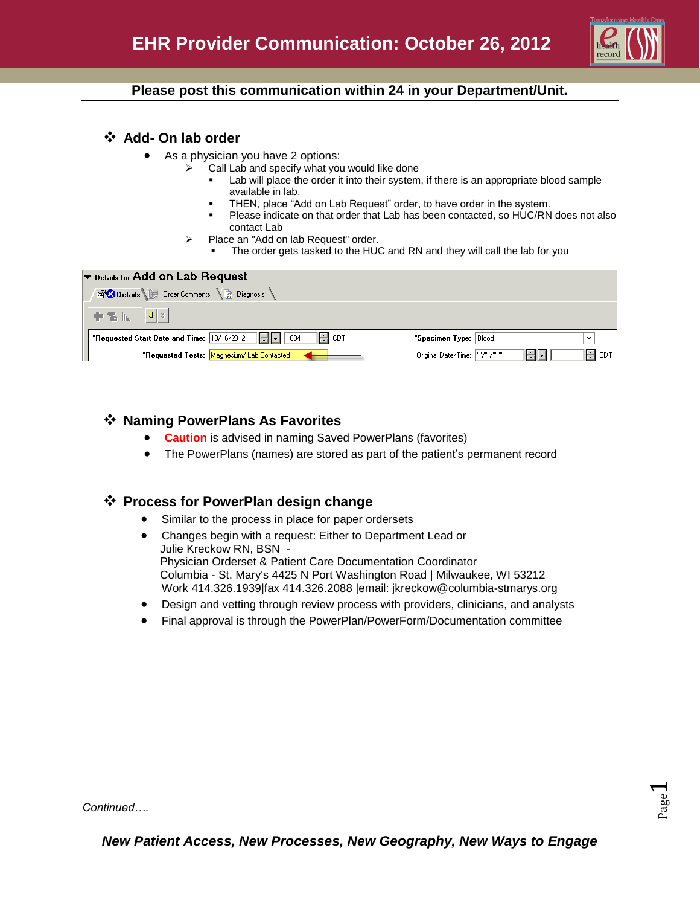# EHR Provider Communication: October 26, 2012

**Please post this communication within 24 in your Department/Unit.**

## ❖ Add- On lab order

- As a physician you have 2 options:
  - Call Lab and specify what you would like done
    - Lab will place the order it into their system, if there is an appropriate blood sample available in lab.
    - THEN, place "Add on Lab Request" order, to have order in the system.
    - Please indicate on that order that Lab has been contacted, so HUC/RN does not also contact Lab
  - Place an "Add on lab Request" order.
    - The order gets tasked to the HUC and RN and they will call the lab for you

Details for **Add on Lab Request**

Details | Order Comments | Diagnosis

*Requested Start Date and Time: 10/16/2012 1604 CDT | *Specimen Type: Blood

*Requested Tests: Magnesium/ Lab Contacted | Original Date/Time: **/**/**** CDT

## ❖ Naming PowerPlans As Favorites

- **Caution** is advised in naming Saved PowerPlans (favorites)
- The PowerPlans (names) are stored as part of the patient's permanent record

## ❖ Process for PowerPlan design change

- Similar to the process in place for paper ordersets
- Changes begin with a request: Either to Department Lead or
  Julie Kreckow RN, BSN -
  Physician Orderset & Patient Care Documentation Coordinator
  Columbia - St. Mary's 4425 N Port Washington Road | Milwaukee, WI 53212
  Work 414.326.1939|fax 414.326.2088 |email: jkreckow@columbia-stmarys.org
- Design and vetting through review process with providers, clinicians, and analysts
- Final approval is through the PowerPlan/PowerForm/Documentation committee

*Continued….*

***New Patient Access, New Processes, New Geography, New Ways to Engage***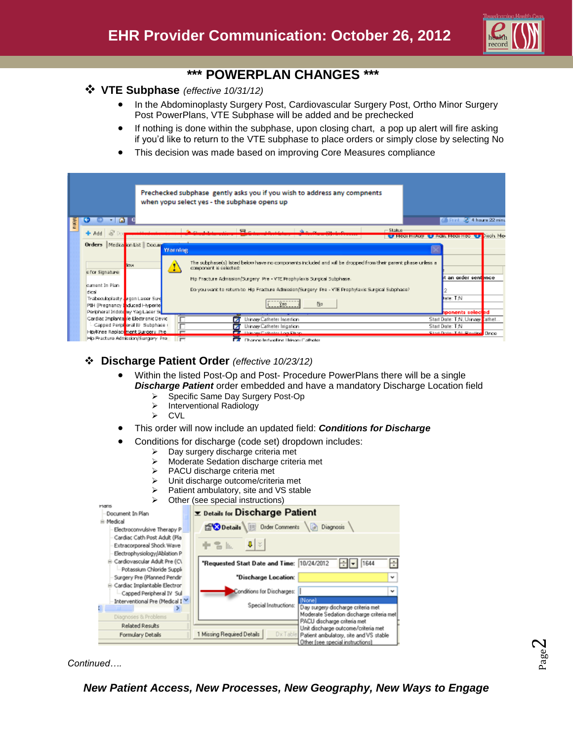## *** POWERPLAN CHANGES ***

### ❖ VTE Subphase *(effective 10/31/12)*

- In the Abdominoplasty Surgery Post, Cardiovascular Surgery Post, Ortho Minor Surgery Post PowerPlans, VTE Subphase will be added and be prechecked
- If nothing is done within the subphase, upon closing chart, a pop up alert will fire asking if you'd like to return to the VTE subphase to place orders or simply close by selecting No
- This decision was made based on improving Core Measures compliance

### ❖ Discharge Patient Order *(effective 10/23/12)*

- Within the listed Post-Op and Post- Procedure PowerPlans there will be a single ***Discharge Patient*** order embedded and have a mandatory Discharge Location field
  - Specific Same Day Surgery Post-Op
  - Interventional Radiology
  - CVL
- This order will now include an updated field: ***Conditions for Discharge***
- Conditions for discharge (code set) dropdown includes:
  - Day surgery discharge criteria met
  - Moderate Sedation discharge criteria met
  - PACU discharge criteria met
  - Unit discharge outcome/criteria met
  - Patient ambulatory, site and VS stable
  - Other (see special instructions)

*Continued….*

***New Patient Access, New Processes, New Geography, New Ways to Engage***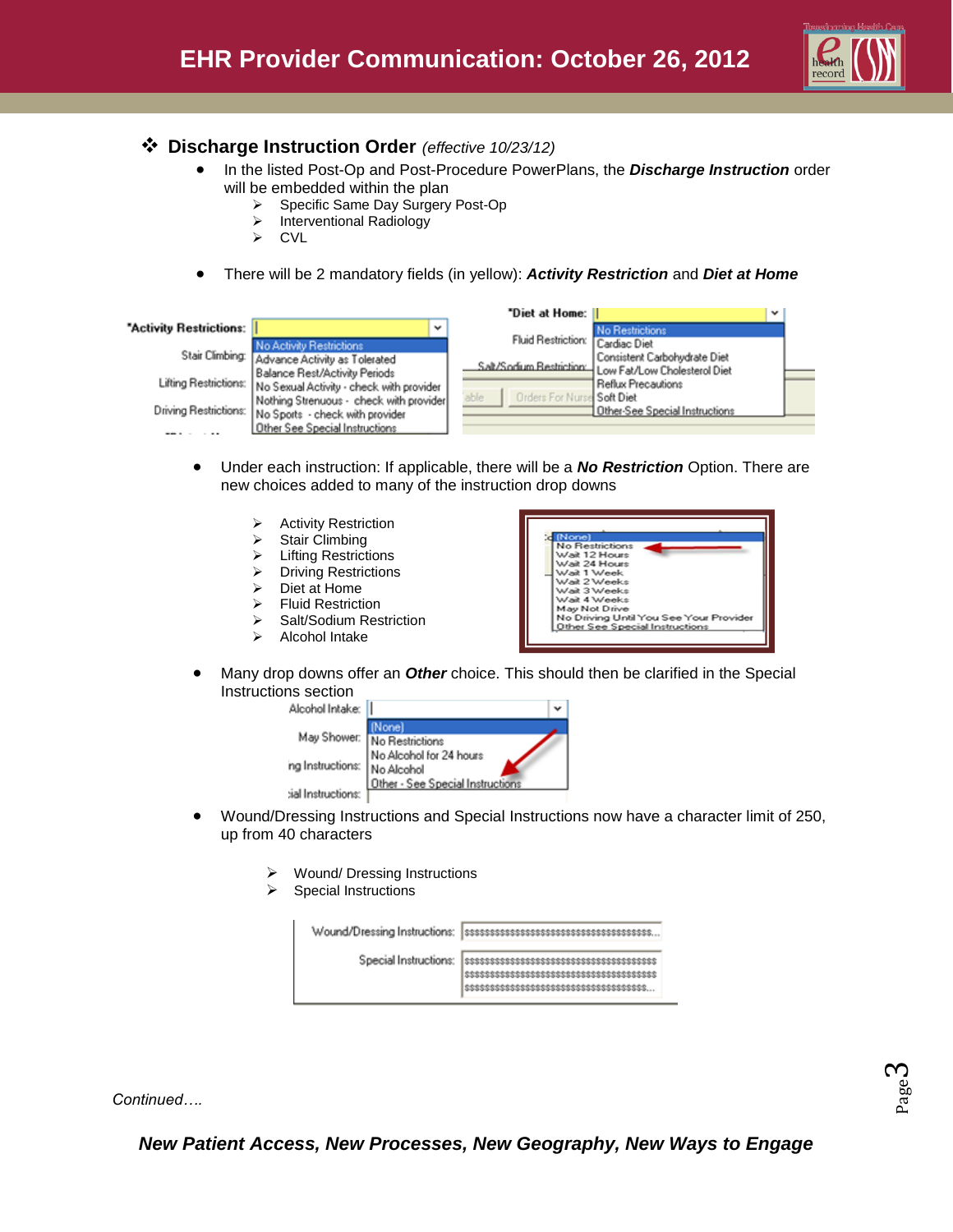## ❖ Discharge Instruction Order *(effective 10/23/12)*

- In the listed Post-Op and Post-Procedure PowerPlans, the ***Discharge Instruction*** order will be embedded within the plan
  - Specific Same Day Surgery Post-Op
  - Interventional Radiology
  - CVL
- There will be 2 mandatory fields (in yellow): ***Activity Restriction*** and ***Diet at Home***

- Under each instruction: If applicable, there will be a ***No Restriction*** Option. There are new choices added to many of the instruction drop downs
  - Activity Restriction
  - Stair Climbing
  - Lifting Restrictions
  - Driving Restrictions
  - Diet at Home
  - Fluid Restriction
  - Salt/Sodium Restriction
  - Alcohol Intake
- Many drop downs offer an ***Other*** choice. This should then be clarified in the Special Instructions section

- Wound/Dressing Instructions and Special Instructions now have a character limit of 250, up from 40 characters
  - Wound/ Dressing Instructions
  - Special Instructions

*Continued….*

***New Patient Access, New Processes, New Geography, New Ways to Engage***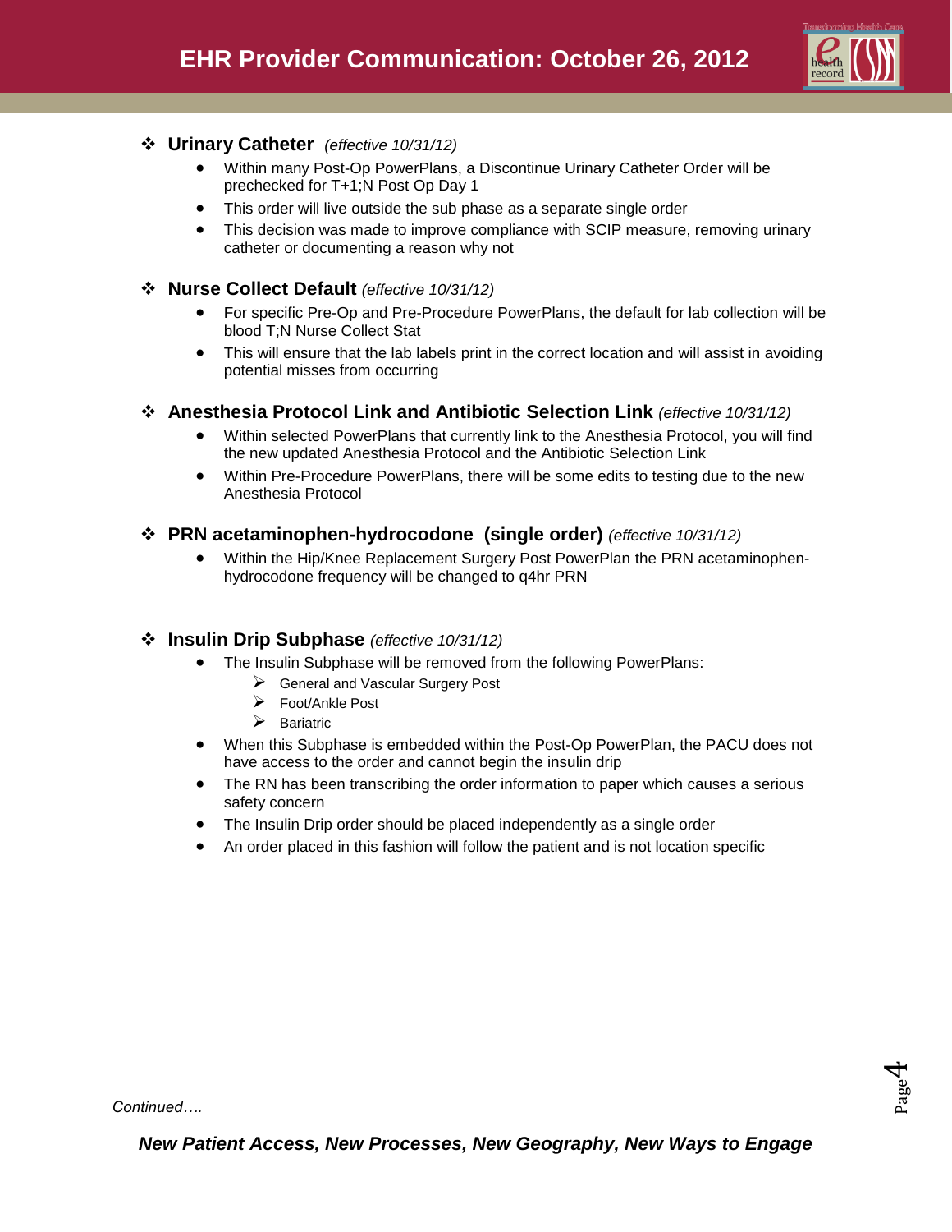## Urinary Catheter *(effective 10/31/12)*

- Within many Post-Op PowerPlans, a Discontinue Urinary Catheter Order will be prechecked for T+1;N Post Op Day 1
- This order will live outside the sub phase as a separate single order
- This decision was made to improve compliance with SCIP measure, removing urinary catheter or documenting a reason why not

## Nurse Collect Default *(effective 10/31/12)*

- For specific Pre-Op and Pre-Procedure PowerPlans, the default for lab collection will be blood T;N Nurse Collect Stat
- This will ensure that the lab labels print in the correct location and will assist in avoiding potential misses from occurring

## Anesthesia Protocol Link and Antibiotic Selection Link *(effective 10/31/12)*

- Within selected PowerPlans that currently link to the Anesthesia Protocol, you will find the new updated Anesthesia Protocol and the Antibiotic Selection Link
- Within Pre-Procedure PowerPlans, there will be some edits to testing due to the new Anesthesia Protocol

## PRN acetaminophen-hydrocodone (single order) *(effective 10/31/12)*

- Within the Hip/Knee Replacement Surgery Post PowerPlan the PRN acetaminophen-hydrocodone frequency will be changed to q4hr PRN

## Insulin Drip Subphase *(effective 10/31/12)*

- The Insulin Subphase will be removed from the following PowerPlans:
  - General and Vascular Surgery Post
  - Foot/Ankle Post
  - Bariatric
- When this Subphase is embedded within the Post-Op PowerPlan, the PACU does not have access to the order and cannot begin the insulin drip
- The RN has been transcribing the order information to paper which causes a serious safety concern
- The Insulin Drip order should be placed independently as a single order
- An order placed in this fashion will follow the patient and is not location specific

*Continued….*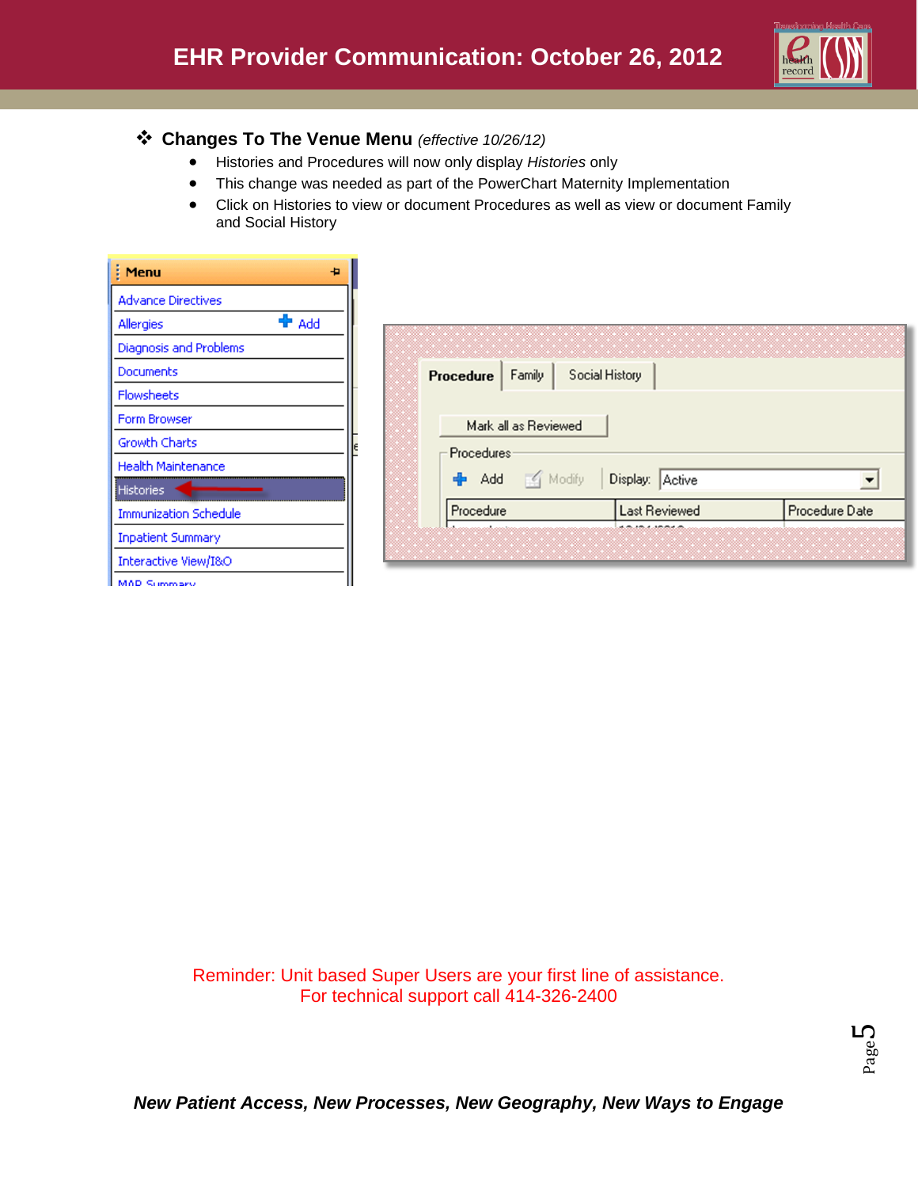## Changes To The Venue Menu *(effective 10/26/12)*

- Histories and Procedures will now only display *Histories* only
- This change was needed as part of the PowerChart Maternity Implementation
- Click on Histories to view or document Procedures as well as view or document Family and Social History

Reminder: Unit based Super Users are your first line of assistance.
For technical support call 414-326-2400

***New Patient Access, New Processes, New Geography, New Ways to Engage***